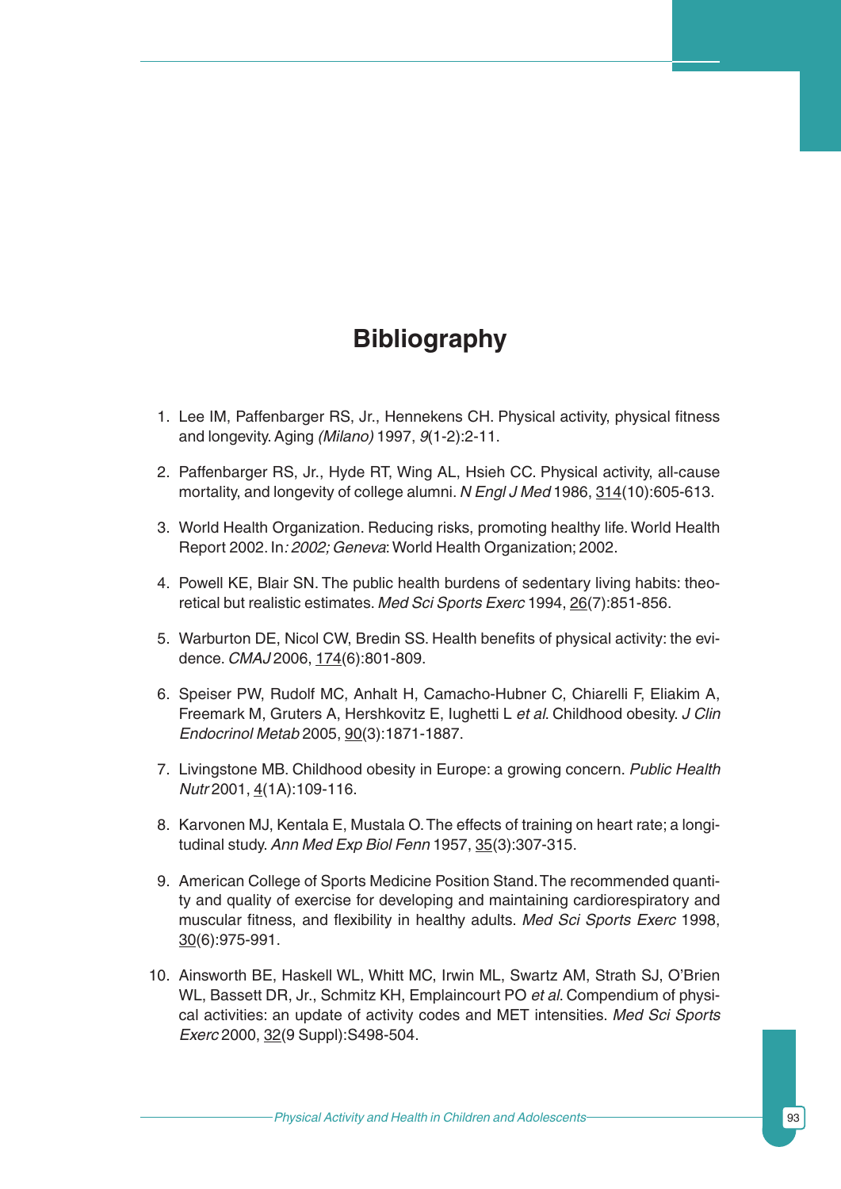# Bibliography

1. Lee IM, Paffenbarger RS, Jr., Hennekens CH. Physical activity, physical fitness and longevity. Aging *(Milano)* 1997, *9*(1-2):2-11.

2. Paffenbarger RS, Jr., Hyde RT, Wing AL, Hsieh CC. Physical activity, all-cause mortality, and longevity of college alumni. *N Engl J Med* 1986, 314(10):605-613.

3. World Health Organization. Reducing risks, promoting healthy life. World Health Report 2002. In*: 2002; Geneva*: World Health Organization; 2002.

4. Powell KE, Blair SN. The public health burdens of sedentary living habits: theoretical but realistic estimates. *Med Sci Sports Exerc* 1994, 26(7):851-856.

5. Warburton DE, Nicol CW, Bredin SS. Health benefits of physical activity: the evidence. *CMAJ* 2006, 174(6):801-809.

6. Speiser PW, Rudolf MC, Anhalt H, Camacho-Hubner C, Chiarelli F, Eliakim A, Freemark M, Gruters A, Hershkovitz E, Iughetti L *et al*. Childhood obesity. *J Clin Endocrinol Metab* 2005, 90(3):1871-1887.

7. Livingstone MB. Childhood obesity in Europe: a growing concern. *Public Health Nutr* 2001, 4(1A):109-116.

8. Karvonen MJ, Kentala E, Mustala O. The effects of training on heart rate; a longitudinal study. *Ann Med Exp Biol Fenn* 1957, 35(3):307-315.

9. American College of Sports Medicine Position Stand. The recommended quantity and quality of exercise for developing and maintaining cardiorespiratory and muscular fitness, and flexibility in healthy adults. *Med Sci Sports Exerc* 1998, 30(6):975-991.

10. Ainsworth BE, Haskell WL, Whitt MC, Irwin ML, Swartz AM, Strath SJ, O'Brien WL, Bassett DR, Jr., Schmitz KH, Emplaincourt PO *et al*. Compendium of physical activities: an update of activity codes and MET intensities. *Med Sci Sports Exerc* 2000, 32(9 Suppl):S498-504.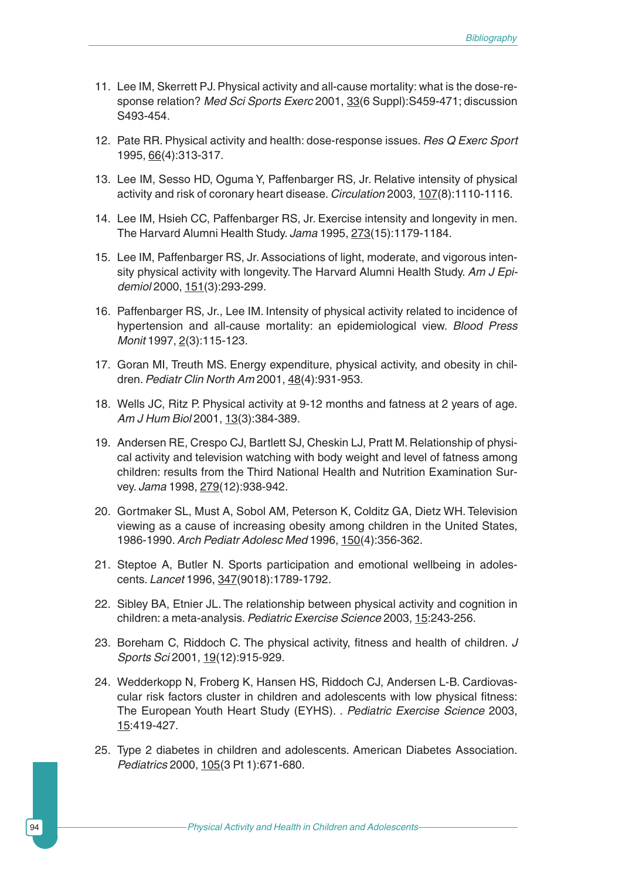11. Lee IM, Skerrett PJ. Physical activity and all-cause mortality: what is the dose-response relation? *Med Sci Sports Exerc* 2001, 33(6 Suppl):S459-471; discussion S493-454.

12. Pate RR. Physical activity and health: dose-response issues. *Res Q Exerc Sport* 1995, 66(4):313-317.

13. Lee IM, Sesso HD, Oguma Y, Paffenbarger RS, Jr. Relative intensity of physical activity and risk of coronary heart disease. *Circulation* 2003, 107(8):1110-1116.

14. Lee IM, Hsieh CC, Paffenbarger RS, Jr. Exercise intensity and longevity in men. The Harvard Alumni Health Study. *Jama* 1995, 273(15):1179-1184.

15. Lee IM, Paffenbarger RS, Jr. Associations of light, moderate, and vigorous intensity physical activity with longevity. The Harvard Alumni Health Study. *Am J Epidemiol* 2000, 151(3):293-299.

16. Paffenbarger RS, Jr., Lee IM. Intensity of physical activity related to incidence of hypertension and all-cause mortality: an epidemiological view. *Blood Press Monit* 1997, 2(3):115-123.

17. Goran MI, Treuth MS. Energy expenditure, physical activity, and obesity in children. *Pediatr Clin North Am* 2001, 48(4):931-953.

18. Wells JC, Ritz P. Physical activity at 9-12 months and fatness at 2 years of age. *Am J Hum Biol* 2001, 13(3):384-389.

19. Andersen RE, Crespo CJ, Bartlett SJ, Cheskin LJ, Pratt M. Relationship of physical activity and television watching with body weight and level of fatness among children: results from the Third National Health and Nutrition Examination Survey. *Jama* 1998, 279(12):938-942.

20. Gortmaker SL, Must A, Sobol AM, Peterson K, Colditz GA, Dietz WH. Television viewing as a cause of increasing obesity among children in the United States, 1986-1990. *Arch Pediatr Adolesc Med* 1996, 150(4):356-362.

21. Steptoe A, Butler N. Sports participation and emotional wellbeing in adolescents. *Lancet* 1996, 347(9018):1789-1792.

22. Sibley BA, Etnier JL. The relationship between physical activity and cognition in children: a meta-analysis. *Pediatric Exercise Science* 2003, 15:243-256.

23. Boreham C, Riddoch C. The physical activity, fitness and health of children. *J Sports Sci* 2001, 19(12):915-929.

24. Wedderkopp N, Froberg K, Hansen HS, Riddoch CJ, Andersen L-B. Cardiovascular risk factors cluster in children and adolescents with low physical fitness: The European Youth Heart Study (EYHS). . *Pediatric Exercise Science* 2003, 15:419-427.

25. Type 2 diabetes in children and adolescents. American Diabetes Association. *Pediatrics* 2000, 105(3 Pt 1):671-680.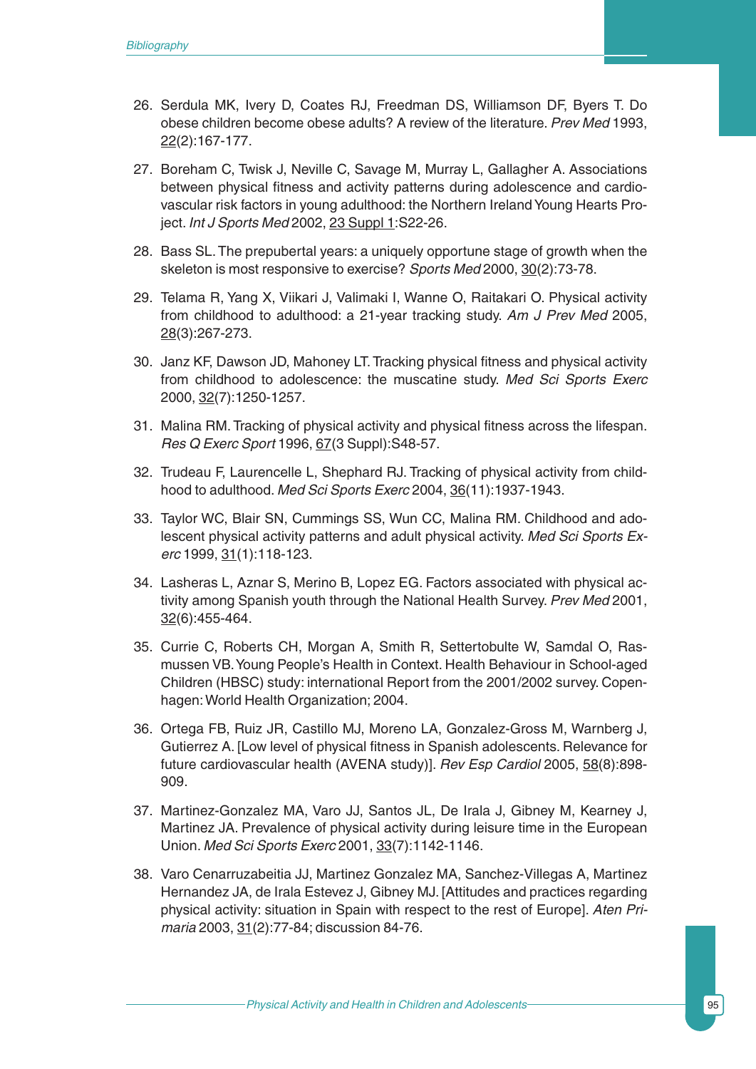26. Serdula MK, Ivery D, Coates RJ, Freedman DS, Williamson DF, Byers T. Do obese children become obese adults? A review of the literature. *Prev Med* 1993, 22(2):167-177.

27. Boreham C, Twisk J, Neville C, Savage M, Murray L, Gallagher A. Associations between physical fitness and activity patterns during adolescence and cardiovascular risk factors in young adulthood: the Northern Ireland Young Hearts Project. *Int J Sports Med* 2002, 23 Suppl 1:S22-26.

28. Bass SL. The prepubertal years: a uniquely opportune stage of growth when the skeleton is most responsive to exercise? *Sports Med* 2000, 30(2):73-78.

29. Telama R, Yang X, Viikari J, Valimaki I, Wanne O, Raitakari O. Physical activity from childhood to adulthood: a 21-year tracking study. *Am J Prev Med* 2005, 28(3):267-273.

30. Janz KF, Dawson JD, Mahoney LT. Tracking physical fitness and physical activity from childhood to adolescence: the muscatine study. *Med Sci Sports Exerc* 2000, 32(7):1250-1257.

31. Malina RM. Tracking of physical activity and physical fitness across the lifespan. *Res Q Exerc Sport* 1996, 67(3 Suppl):S48-57.

32. Trudeau F, Laurencelle L, Shephard RJ. Tracking of physical activity from childhood to adulthood. *Med Sci Sports Exerc* 2004, 36(11):1937-1943.

33. Taylor WC, Blair SN, Cummings SS, Wun CC, Malina RM. Childhood and adolescent physical activity patterns and adult physical activity. *Med Sci Sports Exerc* 1999, 31(1):118-123.

34. Lasheras L, Aznar S, Merino B, Lopez EG. Factors associated with physical activity among Spanish youth through the National Health Survey. *Prev Med* 2001, 32(6):455-464.

35. Currie C, Roberts CH, Morgan A, Smith R, Settertobulte W, Samdal O, Rasmussen VB. Young People's Health in Context. Health Behaviour in School-aged Children (HBSC) study: international Report from the 2001/2002 survey. Copenhagen: World Health Organization; 2004.

36. Ortega FB, Ruiz JR, Castillo MJ, Moreno LA, Gonzalez-Gross M, Warnberg J, Gutierrez A. [Low level of physical fitness in Spanish adolescents. Relevance for future cardiovascular health (AVENA study)]. *Rev Esp Cardiol* 2005, 58(8):898-909.

37. Martinez-Gonzalez MA, Varo JJ, Santos JL, De Irala J, Gibney M, Kearney J, Martinez JA. Prevalence of physical activity during leisure time in the European Union. *Med Sci Sports Exerc* 2001, 33(7):1142-1146.

38. Varo Cenarruzabeitia JJ, Martinez Gonzalez MA, Sanchez-Villegas A, Martinez Hernandez JA, de Irala Estevez J, Gibney MJ. [Attitudes and practices regarding physical activity: situation in Spain with respect to the rest of Europe]. *Aten Primaria* 2003, 31(2):77-84; discussion 84-76.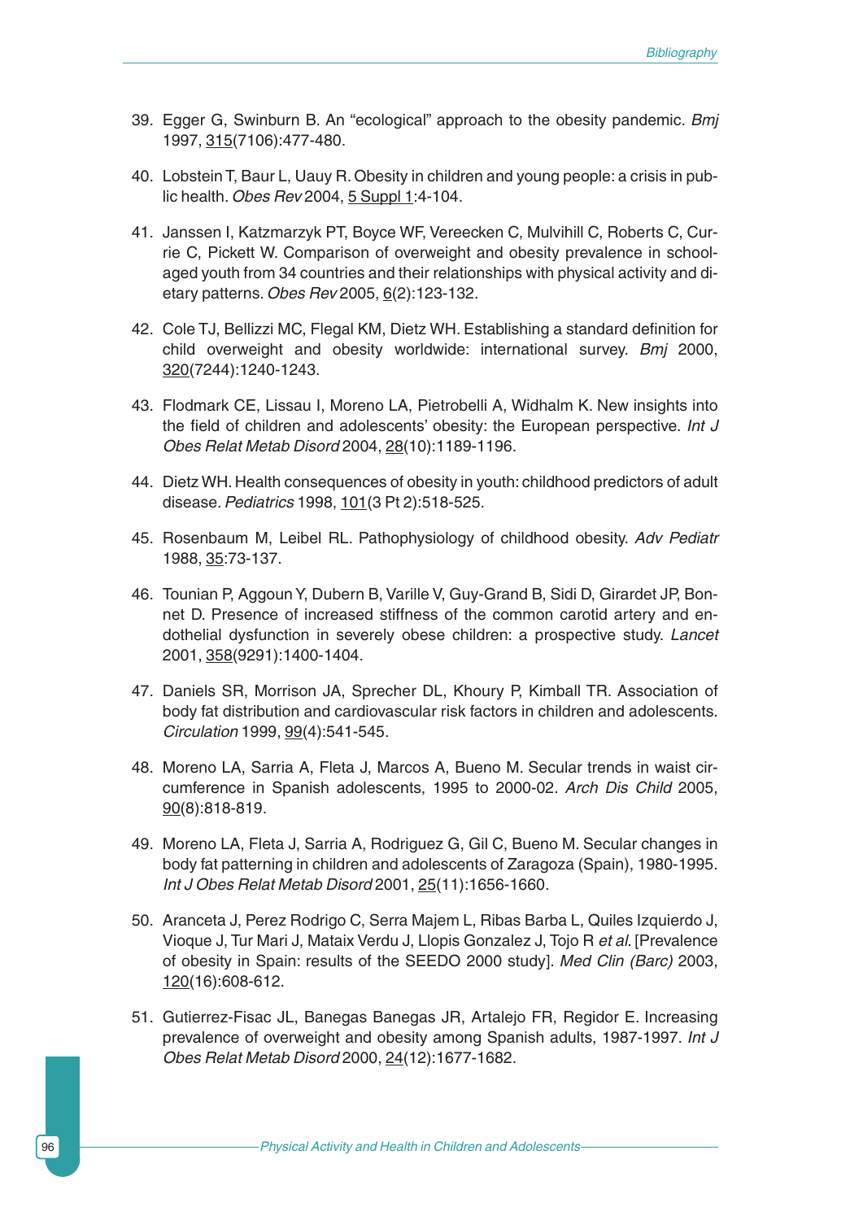39. Egger G, Swinburn B. An "ecological" approach to the obesity pandemic. *Bmj* 1997, 315(7106):477-480.

40. Lobstein T, Baur L, Uauy R. Obesity in children and young people: a crisis in public health. *Obes Rev* 2004, 5 Suppl 1:4-104.

41. Janssen I, Katzmarzyk PT, Boyce WF, Vereecken C, Mulvihill C, Roberts C, Currie C, Pickett W. Comparison of overweight and obesity prevalence in school-aged youth from 34 countries and their relationships with physical activity and dietary patterns. *Obes Rev* 2005, 6(2):123-132.

42. Cole TJ, Bellizzi MC, Flegal KM, Dietz WH. Establishing a standard definition for child overweight and obesity worldwide: international survey. *Bmj* 2000, 320(7244):1240-1243.

43. Flodmark CE, Lissau I, Moreno LA, Pietrobelli A, Widhalm K. New insights into the field of children and adolescents' obesity: the European perspective. *Int J Obes Relat Metab Disord* 2004, 28(10):1189-1196.

44. Dietz WH. Health consequences of obesity in youth: childhood predictors of adult disease. *Pediatrics* 1998, 101(3 Pt 2):518-525.

45. Rosenbaum M, Leibel RL. Pathophysiology of childhood obesity. *Adv Pediatr* 1988, 35:73-137.

46. Tounian P, Aggoun Y, Dubern B, Varille V, Guy-Grand B, Sidi D, Girardet JP, Bonnet D. Presence of increased stiffness of the common carotid artery and endothelial dysfunction in severely obese children: a prospective study. *Lancet* 2001, 358(9291):1400-1404.

47. Daniels SR, Morrison JA, Sprecher DL, Khoury P, Kimball TR. Association of body fat distribution and cardiovascular risk factors in children and adolescents. *Circulation* 1999, 99(4):541-545.

48. Moreno LA, Sarria A, Fleta J, Marcos A, Bueno M. Secular trends in waist circumference in Spanish adolescents, 1995 to 2000-02. *Arch Dis Child* 2005, 90(8):818-819.

49. Moreno LA, Fleta J, Sarria A, Rodriguez G, Gil C, Bueno M. Secular changes in body fat patterning in children and adolescents of Zaragoza (Spain), 1980-1995. *Int J Obes Relat Metab Disord* 2001, 25(11):1656-1660.

50. Aranceta J, Perez Rodrigo C, Serra Majem L, Ribas Barba L, Quiles Izquierdo J, Vioque J, Tur Mari J, Mataix Verdu J, Llopis Gonzalez J, Tojo R *et al*. [Prevalence of obesity in Spain: results of the SEEDO 2000 study]. *Med Clin (Barc)* 2003, 120(16):608-612.

51. Gutierrez-Fisac JL, Banegas Banegas JR, Artalejo FR, Regidor E. Increasing prevalence of overweight and obesity among Spanish adults, 1987-1997. *Int J Obes Relat Metab Disord* 2000, 24(12):1677-1682.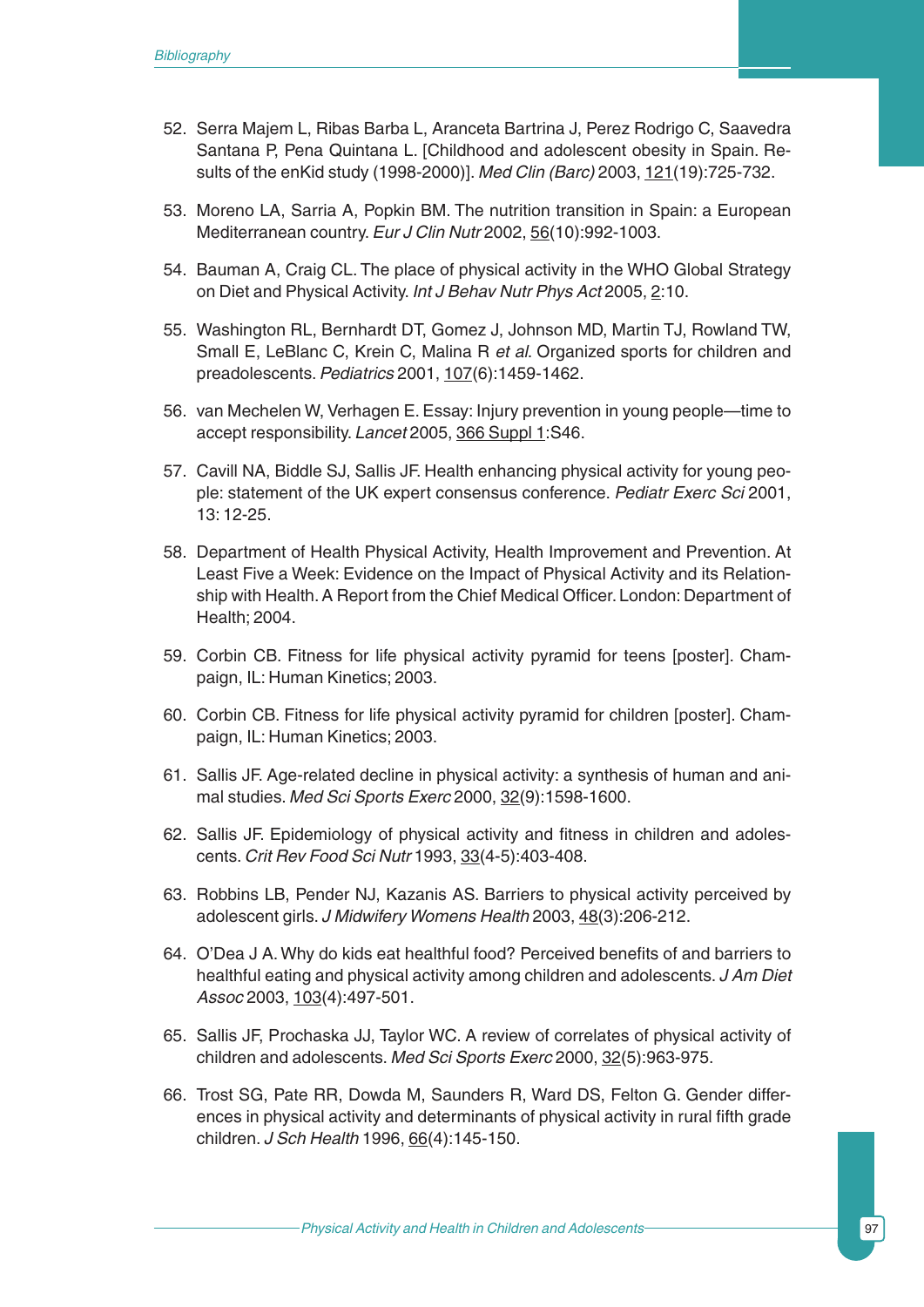52. Serra Majem L, Ribas Barba L, Aranceta Bartrina J, Perez Rodrigo C, Saavedra Santana P, Pena Quintana L. [Childhood and adolescent obesity in Spain. Results of the enKid study (1998-2000)]. *Med Clin (Barc)* 2003, 121(19):725-732.

53. Moreno LA, Sarria A, Popkin BM. The nutrition transition in Spain: a European Mediterranean country. *Eur J Clin Nutr* 2002, 56(10):992-1003.

54. Bauman A, Craig CL. The place of physical activity in the WHO Global Strategy on Diet and Physical Activity. *Int J Behav Nutr Phys Act* 2005, 2:10.

55. Washington RL, Bernhardt DT, Gomez J, Johnson MD, Martin TJ, Rowland TW, Small E, LeBlanc C, Krein C, Malina R *et al*. Organized sports for children and preadolescents. *Pediatrics* 2001, 107(6):1459-1462.

56. van Mechelen W, Verhagen E. Essay: Injury prevention in young people—time to accept responsibility. *Lancet* 2005, 366 Suppl 1:S46.

57. Cavill NA, Biddle SJ, Sallis JF. Health enhancing physical activity for young people: statement of the UK expert consensus conference. *Pediatr Exerc Sci* 2001, 13: 12-25.

58. Department of Health Physical Activity, Health Improvement and Prevention. At Least Five a Week: Evidence on the Impact of Physical Activity and its Relationship with Health. A Report from the Chief Medical Officer. London: Department of Health; 2004.

59. Corbin CB. Fitness for life physical activity pyramid for teens [poster]. Champaign, IL: Human Kinetics; 2003.

60. Corbin CB. Fitness for life physical activity pyramid for children [poster]. Champaign, IL: Human Kinetics; 2003.

61. Sallis JF. Age-related decline in physical activity: a synthesis of human and animal studies. *Med Sci Sports Exerc* 2000, 32(9):1598-1600.

62. Sallis JF. Epidemiology of physical activity and fitness in children and adolescents. *Crit Rev Food Sci Nutr* 1993, 33(4-5):403-408.

63. Robbins LB, Pender NJ, Kazanis AS. Barriers to physical activity perceived by adolescent girls. *J Midwifery Womens Health* 2003, 48(3):206-212.

64. O'Dea J A. Why do kids eat healthful food? Perceived benefits of and barriers to healthful eating and physical activity among children and adolescents. *J Am Diet Assoc* 2003, 103(4):497-501.

65. Sallis JF, Prochaska JJ, Taylor WC. A review of correlates of physical activity of children and adolescents. *Med Sci Sports Exerc* 2000, 32(5):963-975.

66. Trost SG, Pate RR, Dowda M, Saunders R, Ward DS, Felton G. Gender differences in physical activity and determinants of physical activity in rural fifth grade children. *J Sch Health* 1996, 66(4):145-150.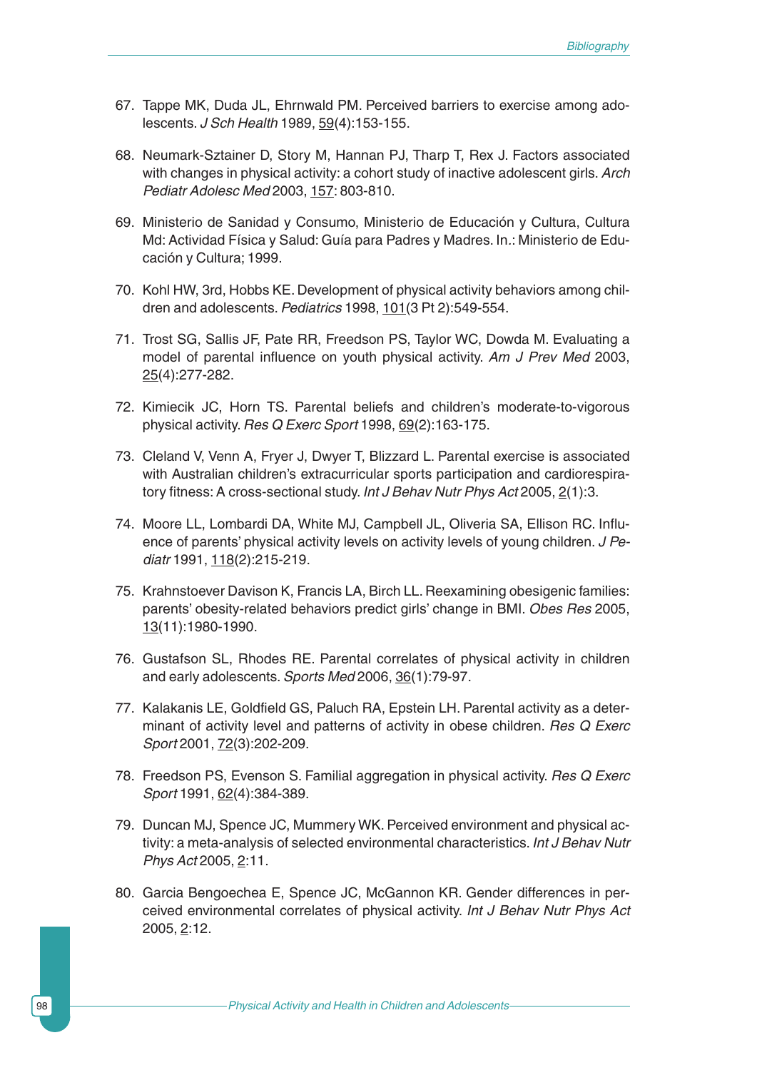67. Tappe MK, Duda JL, Ehrnwald PM. Perceived barriers to exercise among adolescents. *J Sch Health* 1989, 59(4):153-155.

68. Neumark-Sztainer D, Story M, Hannan PJ, Tharp T, Rex J. Factors associated with changes in physical activity: a cohort study of inactive adolescent girls. *Arch Pediatr Adolesc Med* 2003, 157: 803-810.

69. Ministerio de Sanidad y Consumo, Ministerio de Educación y Cultura, Cultura Md: Actividad Física y Salud: Guía para Padres y Madres. In.: Ministerio de Educación y Cultura; 1999.

70. Kohl HW, 3rd, Hobbs KE. Development of physical activity behaviors among children and adolescents. *Pediatrics* 1998, 101(3 Pt 2):549-554.

71. Trost SG, Sallis JF, Pate RR, Freedson PS, Taylor WC, Dowda M. Evaluating a model of parental influence on youth physical activity. *Am J Prev Med* 2003, 25(4):277-282.

72. Kimiecik JC, Horn TS. Parental beliefs and children's moderate-to-vigorous physical activity. *Res Q Exerc Sport* 1998, 69(2):163-175.

73. Cleland V, Venn A, Fryer J, Dwyer T, Blizzard L. Parental exercise is associated with Australian children's extracurricular sports participation and cardiorespiratory fitness: A cross-sectional study. *Int J Behav Nutr Phys Act* 2005, 2(1):3.

74. Moore LL, Lombardi DA, White MJ, Campbell JL, Oliveria SA, Ellison RC. Influence of parents' physical activity levels on activity levels of young children. *J Pediatr* 1991, 118(2):215-219.

75. Krahnstoever Davison K, Francis LA, Birch LL. Reexamining obesigenic families: parents' obesity-related behaviors predict girls' change in BMI. *Obes Res* 2005, 13(11):1980-1990.

76. Gustafson SL, Rhodes RE. Parental correlates of physical activity in children and early adolescents. *Sports Med* 2006, 36(1):79-97.

77. Kalakanis LE, Goldfield GS, Paluch RA, Epstein LH. Parental activity as a determinant of activity level and patterns of activity in obese children. *Res Q Exerc Sport* 2001, 72(3):202-209.

78. Freedson PS, Evenson S. Familial aggregation in physical activity. *Res Q Exerc Sport* 1991, 62(4):384-389.

79. Duncan MJ, Spence JC, Mummery WK. Perceived environment and physical activity: a meta-analysis of selected environmental characteristics. *Int J Behav Nutr Phys Act* 2005, 2:11.

80. Garcia Bengoechea E, Spence JC, McGannon KR. Gender differences in perceived environmental correlates of physical activity. *Int J Behav Nutr Phys Act* 2005, 2:12.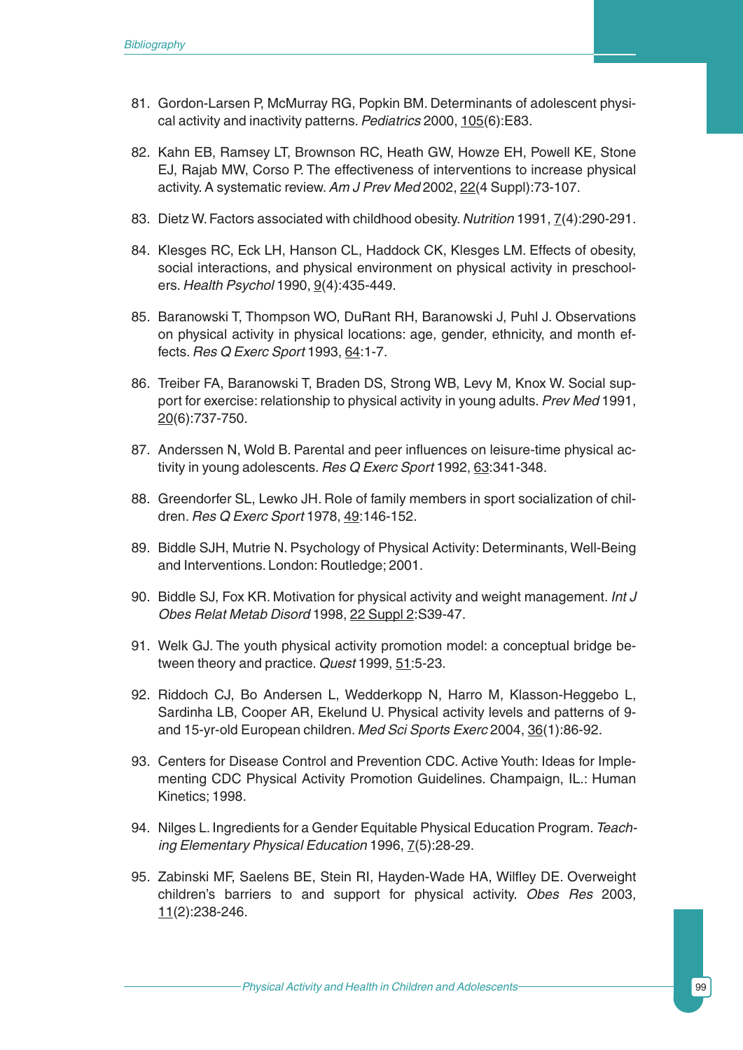81. Gordon-Larsen P, McMurray RG, Popkin BM. Determinants of adolescent physical activity and inactivity patterns. *Pediatrics* 2000, 105(6):E83.

82. Kahn EB, Ramsey LT, Brownson RC, Heath GW, Howze EH, Powell KE, Stone EJ, Rajab MW, Corso P. The effectiveness of interventions to increase physical activity. A systematic review. *Am J Prev Med* 2002, 22(4 Suppl):73-107.

83. Dietz W. Factors associated with childhood obesity. *Nutrition* 1991, 7(4):290-291.

84. Klesges RC, Eck LH, Hanson CL, Haddock CK, Klesges LM. Effects of obesity, social interactions, and physical environment on physical activity in preschoolers. *Health Psychol* 1990, 9(4):435-449.

85. Baranowski T, Thompson WO, DuRant RH, Baranowski J, Puhl J. Observations on physical activity in physical locations: age, gender, ethnicity, and month effects. *Res Q Exerc Sport* 1993, 64:1-7.

86. Treiber FA, Baranowski T, Braden DS, Strong WB, Levy M, Knox W. Social support for exercise: relationship to physical activity in young adults. *Prev Med* 1991, 20(6):737-750.

87. Anderssen N, Wold B. Parental and peer influences on leisure-time physical activity in young adolescents. *Res Q Exerc Sport* 1992, 63:341-348.

88. Greendorfer SL, Lewko JH. Role of family members in sport socialization of children. *Res Q Exerc Sport* 1978, 49:146-152.

89. Biddle SJH, Mutrie N. Psychology of Physical Activity: Determinants, Well-Being and Interventions. London: Routledge; 2001.

90. Biddle SJ, Fox KR. Motivation for physical activity and weight management. *Int J Obes Relat Metab Disord* 1998, 22 Suppl 2:S39-47.

91. Welk GJ. The youth physical activity promotion model: a conceptual bridge between theory and practice. *Quest* 1999, 51:5-23.

92. Riddoch CJ, Bo Andersen L, Wedderkopp N, Harro M, Klasson-Heggebo L, Sardinha LB, Cooper AR, Ekelund U. Physical activity levels and patterns of 9- and 15-yr-old European children. *Med Sci Sports Exerc* 2004, 36(1):86-92.

93. Centers for Disease Control and Prevention CDC. Active Youth: Ideas for Implementing CDC Physical Activity Promotion Guidelines. Champaign, IL.: Human Kinetics; 1998.

94. Nilges L. Ingredients for a Gender Equitable Physical Education Program. *Teaching Elementary Physical Education* 1996, 7(5):28-29.

95. Zabinski MF, Saelens BE, Stein RI, Hayden-Wade HA, Wilfley DE. Overweight children's barriers to and support for physical activity. *Obes Res* 2003, 11(2):238-246.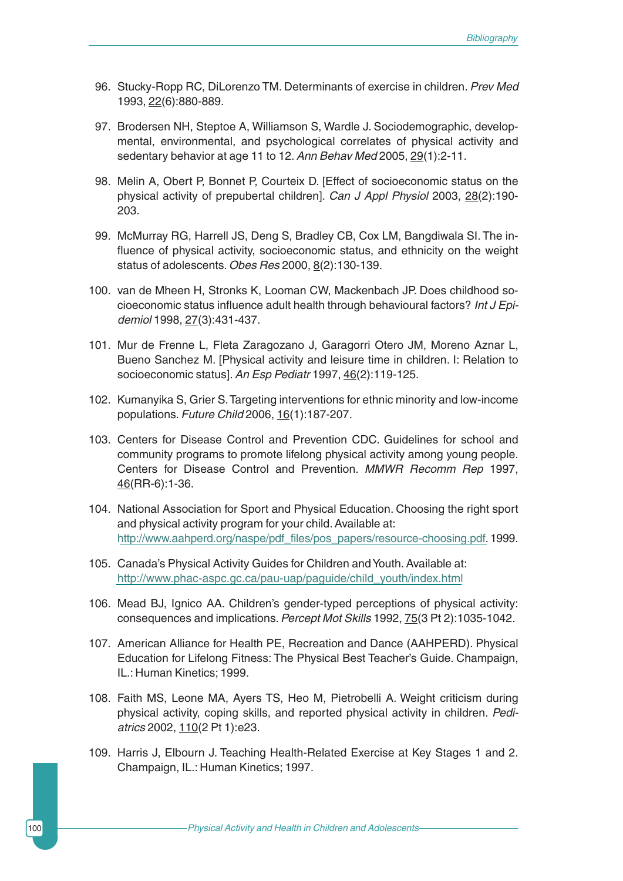96. Stucky-Ropp RC, DiLorenzo TM. Determinants of exercise in children. *Prev Med* 1993, 22(6):880-889.

97. Brodersen NH, Steptoe A, Williamson S, Wardle J. Sociodemographic, developmental, environmental, and psychological correlates of physical activity and sedentary behavior at age 11 to 12. *Ann Behav Med* 2005, 29(1):2-11.

98. Melin A, Obert P, Bonnet P, Courteix D. [Effect of socioeconomic status on the physical activity of prepubertal children]. *Can J Appl Physiol* 2003, 28(2):190-203.

99. McMurray RG, Harrell JS, Deng S, Bradley CB, Cox LM, Bangdiwala SI. The influence of physical activity, socioeconomic status, and ethnicity on the weight status of adolescents. *Obes Res* 2000, 8(2):130-139.

100. van de Mheen H, Stronks K, Looman CW, Mackenbach JP. Does childhood socioeconomic status influence adult health through behavioural factors? *Int J Epidemiol* 1998, 27(3):431-437.

101. Mur de Frenne L, Fleta Zaragozano J, Garagorri Otero JM, Moreno Aznar L, Bueno Sanchez M. [Physical activity and leisure time in children. I: Relation to socioeconomic status]. *An Esp Pediatr* 1997, 46(2):119-125.

102. Kumanyika S, Grier S. Targeting interventions for ethnic minority and low-income populations. *Future Child* 2006, 16(1):187-207.

103. Centers for Disease Control and Prevention CDC. Guidelines for school and community programs to promote lifelong physical activity among young people. Centers for Disease Control and Prevention. *MMWR Recomm Rep* 1997, 46(RR-6):1-36.

104. National Association for Sport and Physical Education. Choosing the right sport and physical activity program for your child. Available at: http://www.aahperd.org/naspe/pdf_files/pos_papers/resource-choosing.pdf. 1999.

105. Canada's Physical Activity Guides for Children and Youth. Available at: http://www.phac-aspc.gc.ca/pau-uap/paguide/child_youth/index.html

106. Mead BJ, Ignico AA. Children's gender-typed perceptions of physical activity: consequences and implications. *Percept Mot Skills* 1992, 75(3 Pt 2):1035-1042.

107. American Alliance for Health PE, Recreation and Dance (AAHPERD). Physical Education for Lifelong Fitness: The Physical Best Teacher's Guide. Champaign, IL.: Human Kinetics; 1999.

108. Faith MS, Leone MA, Ayers TS, Heo M, Pietrobelli A. Weight criticism during physical activity, coping skills, and reported physical activity in children. *Pediatrics* 2002, 110(2 Pt 1):e23.

109. Harris J, Elbourn J. Teaching Health-Related Exercise at Key Stages 1 and 2. Champaign, IL.: Human Kinetics; 1997.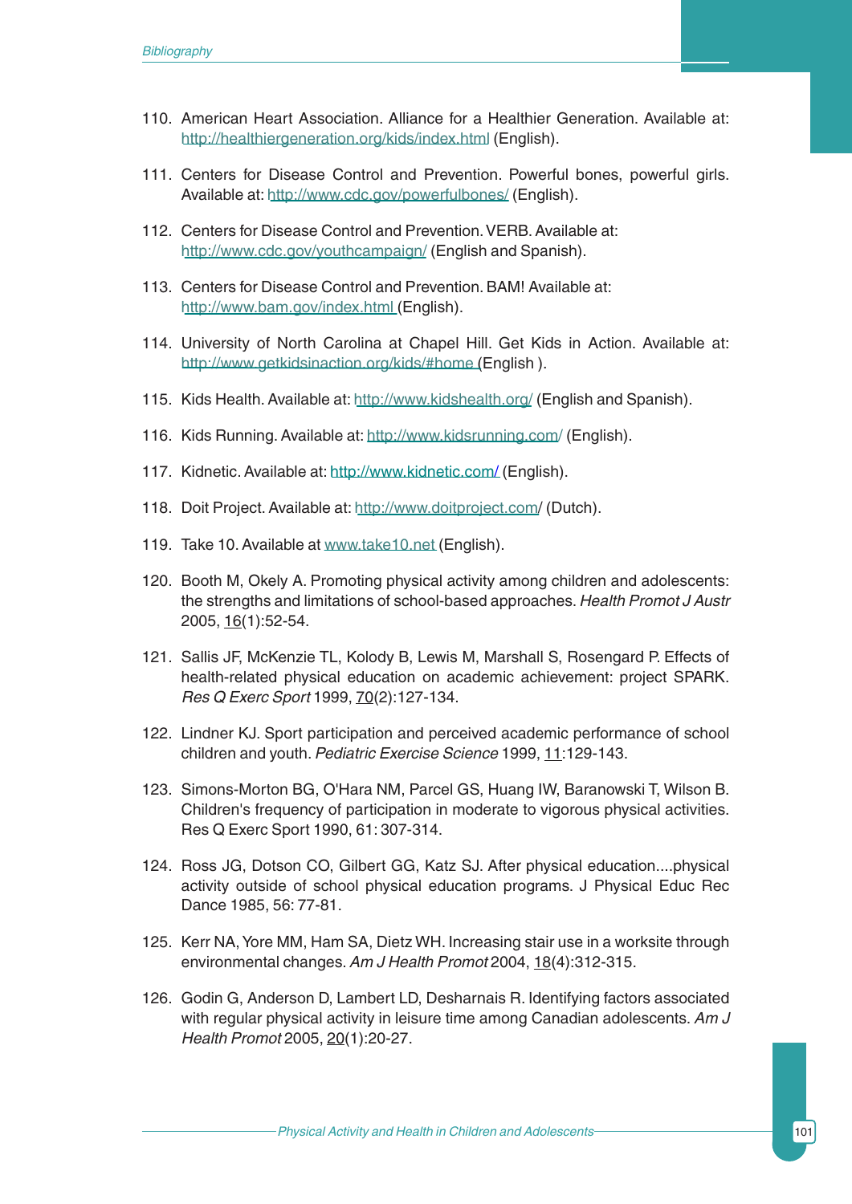110. American Heart Association. Alliance for a Healthier Generation. Available at: http://healthiergeneration.org/kids/index.html (English).

111. Centers for Disease Control and Prevention. Powerful bones, powerful girls. Available at: http://www.cdc.gov/powerfulbones/ (English).

112. Centers for Disease Control and Prevention. VERB. Available at: http://www.cdc.gov/youthcampaign/ (English and Spanish).

113. Centers for Disease Control and Prevention. BAM! Available at: http://www.bam.gov/index.html (English).

114. University of North Carolina at Chapel Hill. Get Kids in Action. Available at: http://www.getkidsinaction.org/kids/#home (English ).

115. Kids Health. Available at: http://www.kidshealth.org/ (English and Spanish).

116. Kids Running. Available at: http://www.kidsrunning.com/ (English).

117. Kidnetic. Available at: http://www.kidnetic.com/ (English).

118. Doit Project. Available at: http://www.doitproject.com/ (Dutch).

119. Take 10. Available at www.take10.net (English).

120. Booth M, Okely A. Promoting physical activity among children and adolescents: the strengths and limitations of school-based approaches. *Health Promot J Austr* 2005, 16(1):52-54.

121. Sallis JF, McKenzie TL, Kolody B, Lewis M, Marshall S, Rosengard P. Effects of health-related physical education on academic achievement: project SPARK. *Res Q Exerc Sport* 1999, 70(2):127-134.

122. Lindner KJ. Sport participation and perceived academic performance of school children and youth. *Pediatric Exercise Science* 1999, 11:129-143.

123. Simons-Morton BG, O'Hara NM, Parcel GS, Huang IW, Baranowski T, Wilson B. Children's frequency of participation in moderate to vigorous physical activities. Res Q Exerc Sport 1990, 61: 307-314.

124. Ross JG, Dotson CO, Gilbert GG, Katz SJ. After physical education....physical activity outside of school physical education programs. J Physical Educ Rec Dance 1985, 56: 77-81.

125. Kerr NA, Yore MM, Ham SA, Dietz WH. Increasing stair use in a worksite through environmental changes. *Am J Health Promot* 2004, 18(4):312-315.

126. Godin G, Anderson D, Lambert LD, Desharnais R. Identifying factors associated with regular physical activity in leisure time among Canadian adolescents. *Am J Health Promot* 2005, 20(1):20-27.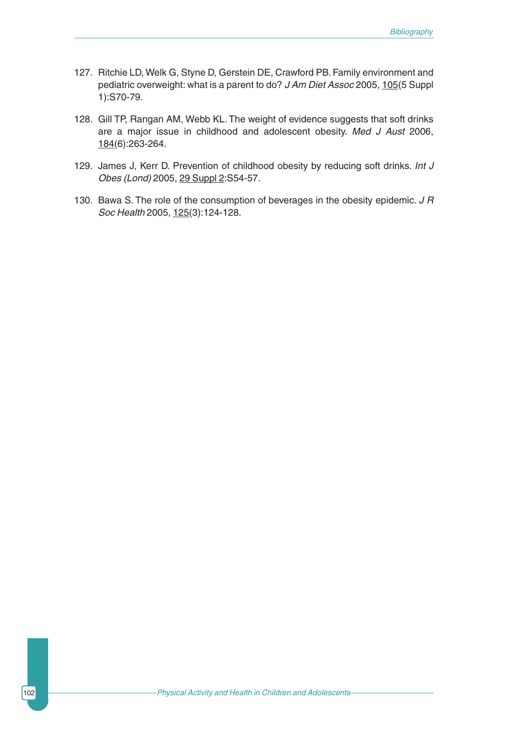127. Ritchie LD, Welk G, Styne D, Gerstein DE, Crawford PB. Family environment and pediatric overweight: what is a parent to do? *J Am Diet Assoc* 2005, 105(5 Suppl 1):S70-79.

128. Gill TP, Rangan AM, Webb KL. The weight of evidence suggests that soft drinks are a major issue in childhood and adolescent obesity. *Med J Aust* 2006, 184(6):263-264.

129. James J, Kerr D. Prevention of childhood obesity by reducing soft drinks. *Int J Obes (Lond)* 2005, 29 Suppl 2:S54-57.

130. Bawa S. The role of the consumption of beverages in the obesity epidemic. *J R Soc Health* 2005, 125(3):124-128.